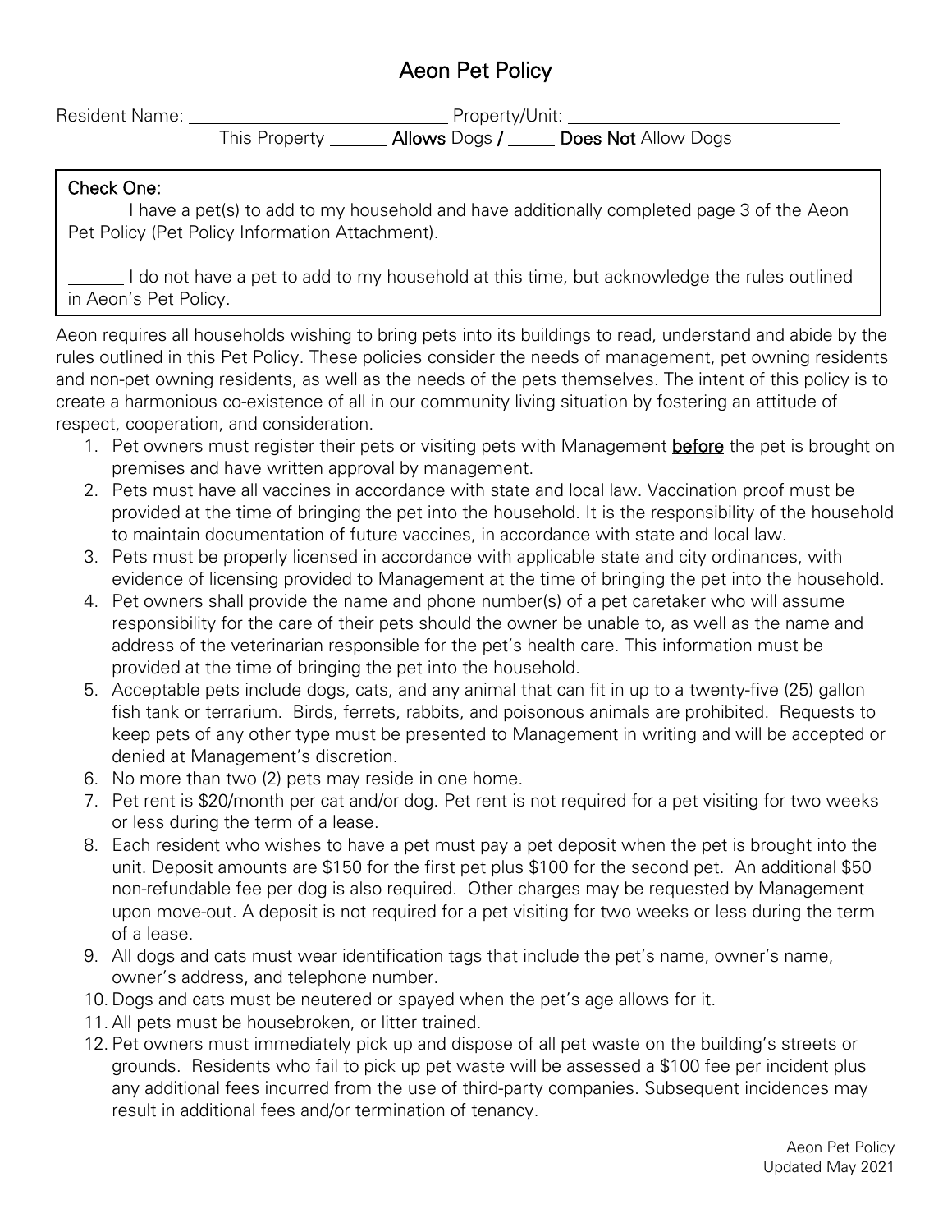# Aeon Pet Policy

Resident Name: ____________________________ Property/Unit: ______________________________

This Property ______ **Allows** Dogs / _____ **Does Not** Allow Dogs

**Check One:**

______ I have a pet(s) to add to my household and have additionally completed page 3 of the Aeon Pet Policy (Pet Policy Information Attachment).

______ I do not have a pet to add to my household at this time, but acknowledge the rules outlined in Aeon's Pet Policy.

Aeon requires all households wishing to bring pets into its buildings to read, understand and abide by the rules outlined in this Pet Policy. These policies consider the needs of management, pet owning residents and non-pet owning residents, as well as the needs of the pets themselves. The intent of this policy is to create a harmonious co-existence of all in our community living situation by fostering an attitude of respect, cooperation, and consideration.

1. Pet owners must register their pets or visiting pets with Management **before** the pet is brought on premises and have written approval by management.
2. Pets must have all vaccines in accordance with state and local law. Vaccination proof must be provided at the time of bringing the pet into the household. It is the responsibility of the household to maintain documentation of future vaccines, in accordance with state and local law.
3. Pets must be properly licensed in accordance with applicable state and city ordinances, with evidence of licensing provided to Management at the time of bringing the pet into the household.
4. Pet owners shall provide the name and phone number(s) of a pet caretaker who will assume responsibility for the care of their pets should the owner be unable to, as well as the name and address of the veterinarian responsible for the pet's health care. This information must be provided at the time of bringing the pet into the household.
5. Acceptable pets include dogs, cats, and any animal that can fit in up to a twenty-five (25) gallon fish tank or terrarium. Birds, ferrets, rabbits, and poisonous animals are prohibited. Requests to keep pets of any other type must be presented to Management in writing and will be accepted or denied at Management's discretion.
6. No more than two (2) pets may reside in one home.
7. Pet rent is $20/month per cat and/or dog. Pet rent is not required for a pet visiting for two weeks or less during the term of a lease.
8. Each resident who wishes to have a pet must pay a pet deposit when the pet is brought into the unit. Deposit amounts are $150 for the first pet plus $100 for the second pet. An additional $50 non-refundable fee per dog is also required. Other charges may be requested by Management upon move-out. A deposit is not required for a pet visiting for two weeks or less during the term of a lease.
9. All dogs and cats must wear identification tags that include the pet's name, owner's name, owner's address, and telephone number.
10. Dogs and cats must be neutered or spayed when the pet's age allows for it.
11. All pets must be housebroken, or litter trained.
12. Pet owners must immediately pick up and dispose of all pet waste on the building's streets or grounds. Residents who fail to pick up pet waste will be assessed a $100 fee per incident plus any additional fees incurred from the use of third-party companies. Subsequent incidences may result in additional fees and/or termination of tenancy.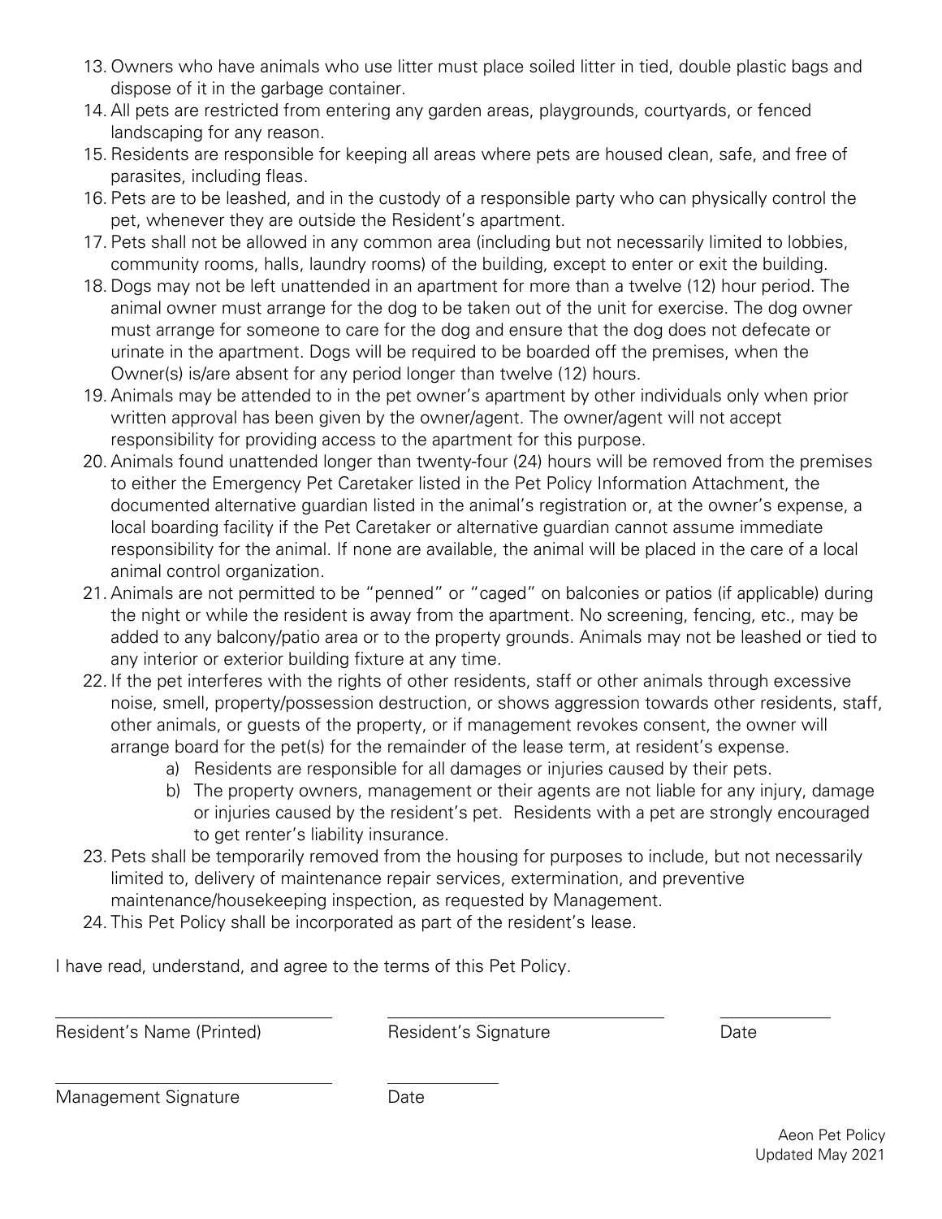13. Owners who have animals who use litter must place soiled litter in tied, double plastic bags and dispose of it in the garbage container.
14. All pets are restricted from entering any garden areas, playgrounds, courtyards, or fenced landscaping for any reason.
15. Residents are responsible for keeping all areas where pets are housed clean, safe, and free of parasites, including fleas.
16. Pets are to be leashed, and in the custody of a responsible party who can physically control the pet, whenever they are outside the Resident's apartment.
17. Pets shall not be allowed in any common area (including but not necessarily limited to lobbies, community rooms, halls, laundry rooms) of the building, except to enter or exit the building.
18. Dogs may not be left unattended in an apartment for more than a twelve (12) hour period. The animal owner must arrange for the dog to be taken out of the unit for exercise. The dog owner must arrange for someone to care for the dog and ensure that the dog does not defecate or urinate in the apartment. Dogs will be required to be boarded off the premises, when the Owner(s) is/are absent for any period longer than twelve (12) hours.
19. Animals may be attended to in the pet owner's apartment by other individuals only when prior written approval has been given by the owner/agent. The owner/agent will not accept responsibility for providing access to the apartment for this purpose.
20. Animals found unattended longer than twenty-four (24) hours will be removed from the premises to either the Emergency Pet Caretaker listed in the Pet Policy Information Attachment, the documented alternative guardian listed in the animal's registration or, at the owner's expense, a local boarding facility if the Pet Caretaker or alternative guardian cannot assume immediate responsibility for the animal. If none are available, the animal will be placed in the care of a local animal control organization.
21. Animals are not permitted to be "penned" or "caged" on balconies or patios (if applicable) during the night or while the resident is away from the apartment. No screening, fencing, etc., may be added to any balcony/patio area or to the property grounds. Animals may not be leashed or tied to any interior or exterior building fixture at any time.
22. If the pet interferes with the rights of other residents, staff or other animals through excessive noise, smell, property/possession destruction, or shows aggression towards other residents, staff, other animals, or guests of the property, or if management revokes consent, the owner will arrange board for the pet(s) for the remainder of the lease term, at resident's expense.
    a) Residents are responsible for all damages or injuries caused by their pets.
    b) The property owners, management or their agents are not liable for any injury, damage or injuries caused by the resident's pet. Residents with a pet are strongly encouraged to get renter's liability insurance.
23. Pets shall be temporarily removed from the housing for purposes to include, but not necessarily limited to, delivery of maintenance repair services, extermination, and preventive maintenance/housekeeping inspection, as requested by Management.
24. This Pet Policy shall be incorporated as part of the resident's lease.

I have read, understand, and agree to the terms of this Pet Policy.

| Resident's Name (Printed) | Resident's Signature | Date |
|---|---|---|
| | | |

| Management Signature | Date |
|---|---|
| | |

Aeon Pet Policy
Updated May 2021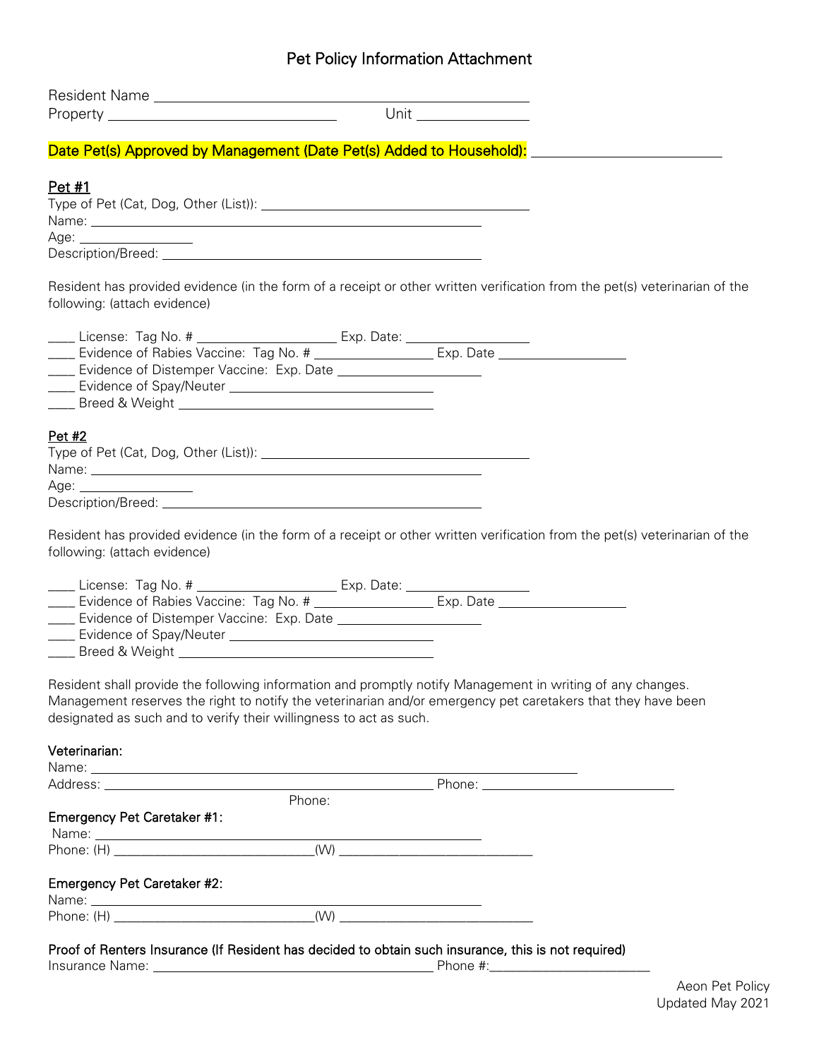# Pet Policy Information Attachment

Resident Name ______________________________________________
Property ____________________________ Unit ______________

**Date Pet(s) Approved by Management (Date Pet(s) Added to Household):** ________________________

## Pet #1

Type of Pet (Cat, Dog, Other (List)): ___________________________________
Name: ______________________________________________________
Age: ______________
Description/Breed: ________________________________________

Resident has provided evidence (in the form of a receipt or other written verification from the pet(s) veterinarian of the following: (attach evidence)

____ License: Tag No. # __________________ Exp. Date: ________________
____ Evidence of Rabies Vaccine: Tag No. # ________________ Exp. Date _________________
____ Evidence of Distemper Vaccine: Exp. Date ___________________
____ Evidence of Spay/Neuter ____________________________
____ Breed & Weight ____________________________________

## Pet #2

Type of Pet (Cat, Dog, Other (List)): ___________________________________
Name: ______________________________________________________
Age: ______________
Description/Breed: ________________________________________

Resident has provided evidence (in the form of a receipt or other written verification from the pet(s) veterinarian of the following: (attach evidence)

____ License: Tag No. # __________________ Exp. Date: ________________
____ Evidence of Rabies Vaccine: Tag No. # ________________ Exp. Date _________________
____ Evidence of Distemper Vaccine: Exp. Date ___________________
____ Evidence of Spay/Neuter ____________________________
____ Breed & Weight ____________________________________

Resident shall provide the following information and promptly notify Management in writing of any changes. Management reserves the right to notify the veterinarian and/or emergency pet caretakers that they have been designated as such and to verify their willingness to act as such.

**Veterinarian:**
Name: ______________________________________________________________
Address: ____________________________________________ Phone: _________________________
Phone:

**Emergency Pet Caretaker #1:**
Name: ______________________________________________________
Phone: (H) ___________________________(W) __________________________

**Emergency Pet Caretaker #2:**
Name: ______________________________________________________
Phone: (H) ___________________________(W) __________________________

**Proof of Renters Insurance (If Resident has decided to obtain such insurance, this is not required)**
Insurance Name: ____________________________________ Phone #:______________________

Aeon Pet Policy
Updated May 2021